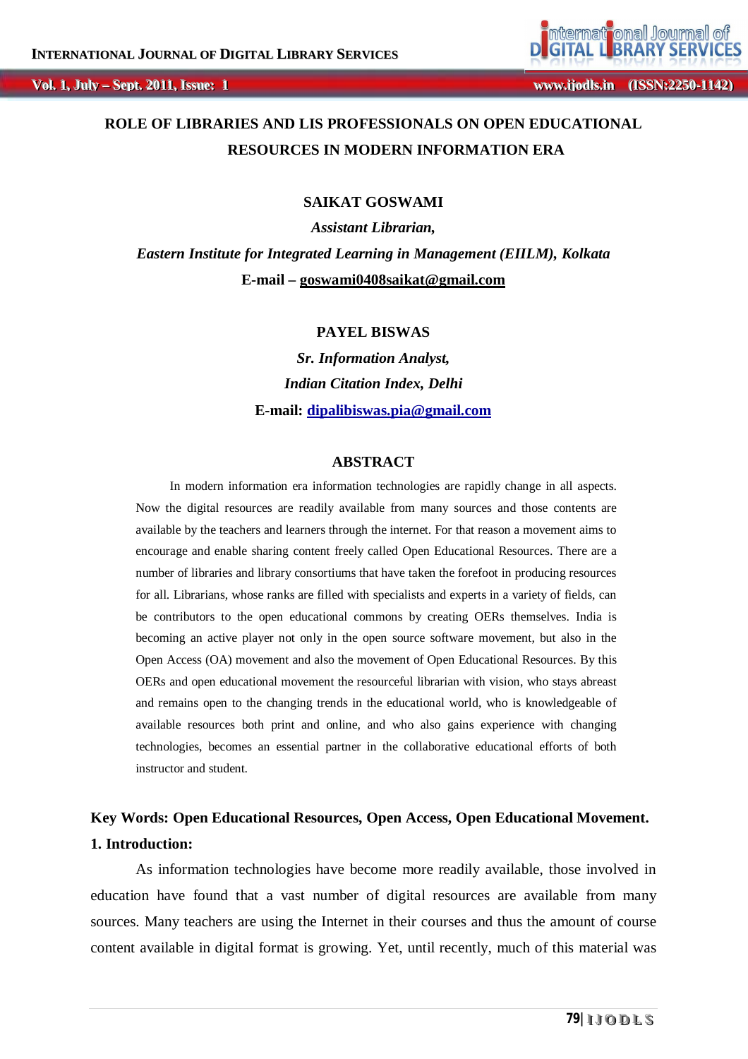# ROLE OF LIBRARIES AND LIS PROFESSIONALS ON OPEN EDUCATIONAL RESOURCES IN MODERN INFORMATION ERA

**SAIKAT GOSWAMI**

*Assistant Librarian,*

*Eastern Institute for Integrated Learning in Management (EIILM), Kolkata*

**E-mail – goswami0408saikat@gmail.com**

**PAYEL BISWAS**

*Sr. Information Analyst,*

*Indian Citation Index, Delhi*

**E-mail: dipalibiswas.pia@gmail.com**

## ABSTRACT

In modern information era information technologies are rapidly change in all aspects. Now the digital resources are readily available from many sources and those contents are available by the teachers and learners through the internet. For that reason a movement aims to encourage and enable sharing content freely called Open Educational Resources. There are a number of libraries and library consortiums that have taken the forefoot in producing resources for all. Librarians, whose ranks are filled with specialists and experts in a variety of fields, can be contributors to the open educational commons by creating OERs themselves. India is becoming an active player not only in the open source software movement, but also in the Open Access (OA) movement and also the movement of Open Educational Resources. By this OERs and open educational movement the resourceful librarian with vision, who stays abreast and remains open to the changing trends in the educational world, who is knowledgeable of available resources both print and online, and who also gains experience with changing technologies, becomes an essential partner in the collaborative educational efforts of both instructor and student.

**Key Words: Open Educational Resources, Open Access, Open Educational Movement.**

## 1. Introduction:

As information technologies have become more readily available, those involved in education have found that a vast number of digital resources are available from many sources. Many teachers are using the Internet in their courses and thus the amount of course content available in digital format is growing. Yet, until recently, much of this material was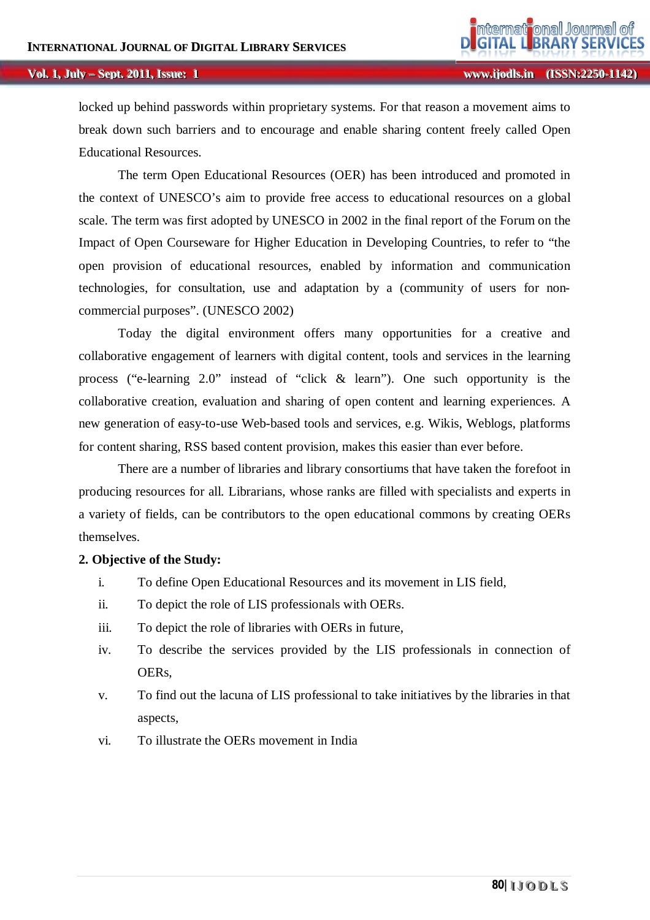locked up behind passwords within proprietary systems. For that reason a movement aims to break down such barriers and to encourage and enable sharing content freely called Open Educational Resources.

The term Open Educational Resources (OER) has been introduced and promoted in the context of UNESCO's aim to provide free access to educational resources on a global scale. The term was first adopted by UNESCO in 2002 in the final report of the Forum on the Impact of Open Courseware for Higher Education in Developing Countries, to refer to "the open provision of educational resources, enabled by information and communication technologies, for consultation, use and adaptation by a (community of users for non-commercial purposes". (UNESCO 2002)

Today the digital environment offers many opportunities for a creative and collaborative engagement of learners with digital content, tools and services in the learning process ("e-learning 2.0" instead of "click & learn"). One such opportunity is the collaborative creation, evaluation and sharing of open content and learning experiences. A new generation of easy-to-use Web-based tools and services, e.g. Wikis, Weblogs, platforms for content sharing, RSS based content provision, makes this easier than ever before.

There are a number of libraries and library consortiums that have taken the forefoot in producing resources for all. Librarians, whose ranks are filled with specialists and experts in a variety of fields, can be contributors to the open educational commons by creating OERs themselves.

## 2. Objective of the Study:

i. To define Open Educational Resources and its movement in LIS field,

ii. To depict the role of LIS professionals with OERs.

iii. To depict the role of libraries with OERs in future,

iv. To describe the services provided by the LIS professionals in connection of OERs,

v. To find out the lacuna of LIS professional to take initiatives by the libraries in that aspects,

vi. To illustrate the OERs movement in India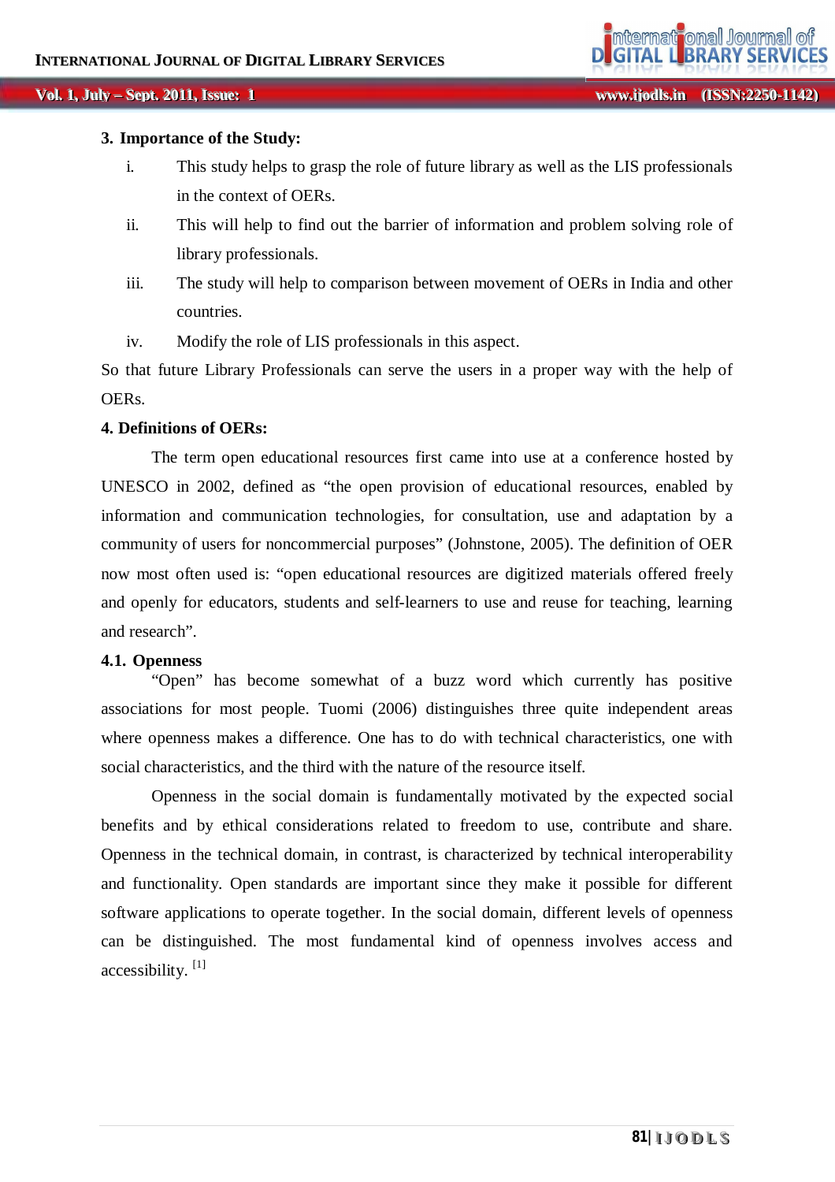### 3. Importance of the Study:

- i. This study helps to grasp the role of future library as well as the LIS professionals in the context of OERs.
- ii. This will help to find out the barrier of information and problem solving role of library professionals.
- iii. The study will help to comparison between movement of OERs in India and other countries.
- iv. Modify the role of LIS professionals in this aspect.

So that future Library Professionals can serve the users in a proper way with the help of OERs.

### 4. Definitions of OERs:

The term open educational resources first came into use at a conference hosted by UNESCO in 2002, defined as "the open provision of educational resources, enabled by information and communication technologies, for consultation, use and adaptation by a community of users for noncommercial purposes" (Johnstone, 2005). The definition of OER now most often used is: "open educational resources are digitized materials offered freely and openly for educators, students and self-learners to use and reuse for teaching, learning and research".

#### 4.1. Openness

"Open" has become somewhat of a buzz word which currently has positive associations for most people. Tuomi (2006) distinguishes three quite independent areas where openness makes a difference. One has to do with technical characteristics, one with social characteristics, and the third with the nature of the resource itself.

Openness in the social domain is fundamentally motivated by the expected social benefits and by ethical considerations related to freedom to use, contribute and share. Openness in the technical domain, in contrast, is characterized by technical interoperability and functionality. Open standards are important since they make it possible for different software applications to operate together. In the social domain, different levels of openness can be distinguished. The most fundamental kind of openness involves access and accessibility. [1]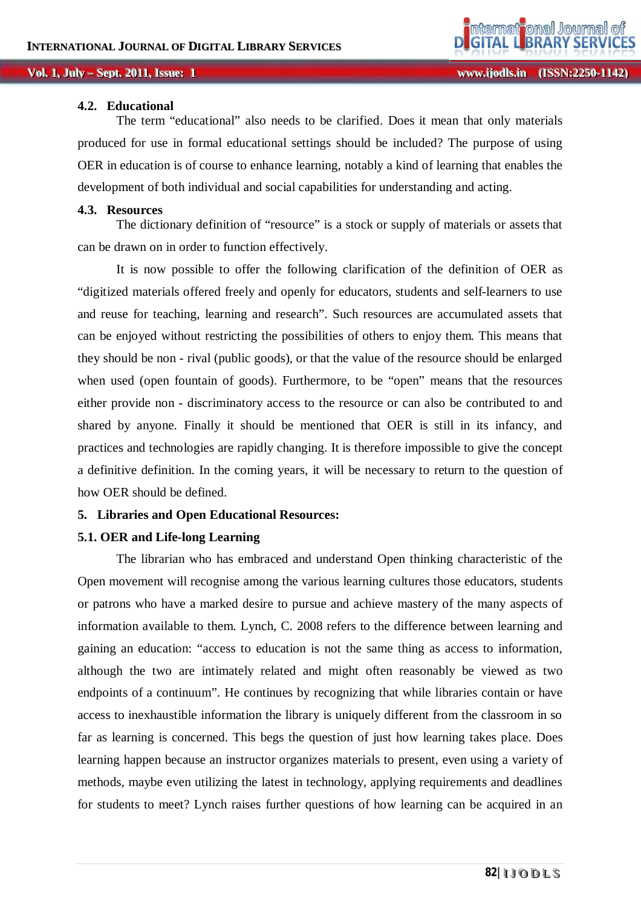### 4.2. Educational

The term "educational" also needs to be clarified. Does it mean that only materials produced for use in formal educational settings should be included? The purpose of using OER in education is of course to enhance learning, notably a kind of learning that enables the development of both individual and social capabilities for understanding and acting.

### 4.3. Resources

The dictionary definition of "resource" is a stock or supply of materials or assets that can be drawn on in order to function effectively.

It is now possible to offer the following clarification of the definition of OER as "digitized materials offered freely and openly for educators, students and self-learners to use and reuse for teaching, learning and research". Such resources are accumulated assets that can be enjoyed without restricting the possibilities of others to enjoy them. This means that they should be non - rival (public goods), or that the value of the resource should be enlarged when used (open fountain of goods). Furthermore, to be "open" means that the resources either provide non - discriminatory access to the resource or can also be contributed to and shared by anyone. Finally it should be mentioned that OER is still in its infancy, and practices and technologies are rapidly changing. It is therefore impossible to give the concept a definitive definition. In the coming years, it will be necessary to return to the question of how OER should be defined.

## 5. Libraries and Open Educational Resources:

### 5.1. OER and Life-long Learning

The librarian who has embraced and understand Open thinking characteristic of the Open movement will recognise among the various learning cultures those educators, students or patrons who have a marked desire to pursue and achieve mastery of the many aspects of information available to them. Lynch, C. 2008 refers to the difference between learning and gaining an education: "access to education is not the same thing as access to information, although the two are intimately related and might often reasonably be viewed as two endpoints of a continuum". He continues by recognizing that while libraries contain or have access to inexhaustible information the library is uniquely different from the classroom in so far as learning is concerned. This begs the question of just how learning takes place. Does learning happen because an instructor organizes materials to present, even using a variety of methods, maybe even utilizing the latest in technology, applying requirements and deadlines for students to meet? Lynch raises further questions of how learning can be acquired in an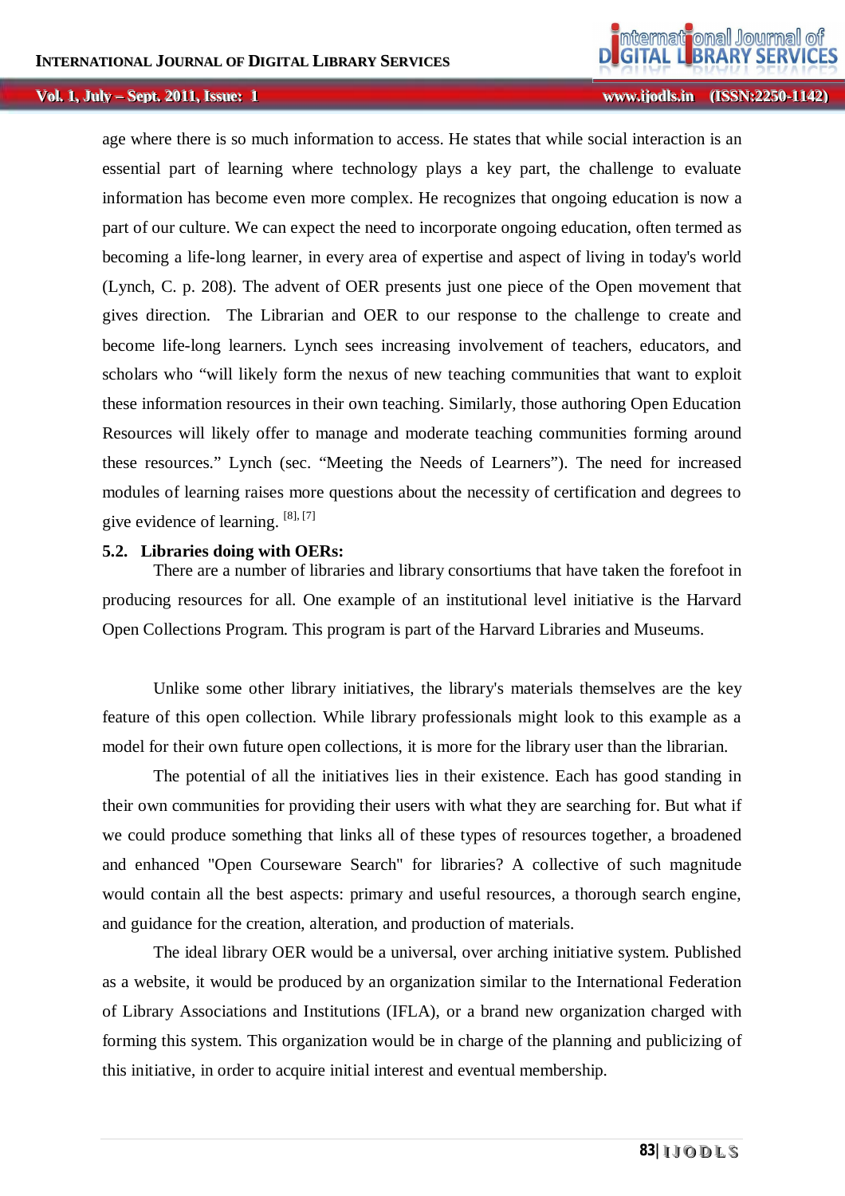age where there is so much information to access. He states that while social interaction is an essential part of learning where technology plays a key part, the challenge to evaluate information has become even more complex. He recognizes that ongoing education is now a part of our culture. We can expect the need to incorporate ongoing education, often termed as becoming a life-long learner, in every area of expertise and aspect of living in today's world (Lynch, C. p. 208). The advent of OER presents just one piece of the Open movement that gives direction. The Librarian and OER to our response to the challenge to create and become life-long learners. Lynch sees increasing involvement of teachers, educators, and scholars who "will likely form the nexus of new teaching communities that want to exploit these information resources in their own teaching. Similarly, those authoring Open Education Resources will likely offer to manage and moderate teaching communities forming around these resources." Lynch (sec. "Meeting the Needs of Learners"). The need for increased modules of learning raises more questions about the necessity of certification and degrees to give evidence of learning. [8], [7]

### 5.2. Libraries doing with OERs:

There are a number of libraries and library consortiums that have taken the forefoot in producing resources for all. One example of an institutional level initiative is the Harvard Open Collections Program. This program is part of the Harvard Libraries and Museums.

Unlike some other library initiatives, the library's materials themselves are the key feature of this open collection. While library professionals might look to this example as a model for their own future open collections, it is more for the library user than the librarian.

The potential of all the initiatives lies in their existence. Each has good standing in their own communities for providing their users with what they are searching for. But what if we could produce something that links all of these types of resources together, a broadened and enhanced "Open Courseware Search" for libraries? A collective of such magnitude would contain all the best aspects: primary and useful resources, a thorough search engine, and guidance for the creation, alteration, and production of materials.

The ideal library OER would be a universal, over arching initiative system. Published as a website, it would be produced by an organization similar to the International Federation of Library Associations and Institutions (IFLA), or a brand new organization charged with forming this system. This organization would be in charge of the planning and publicizing of this initiative, in order to acquire initial interest and eventual membership.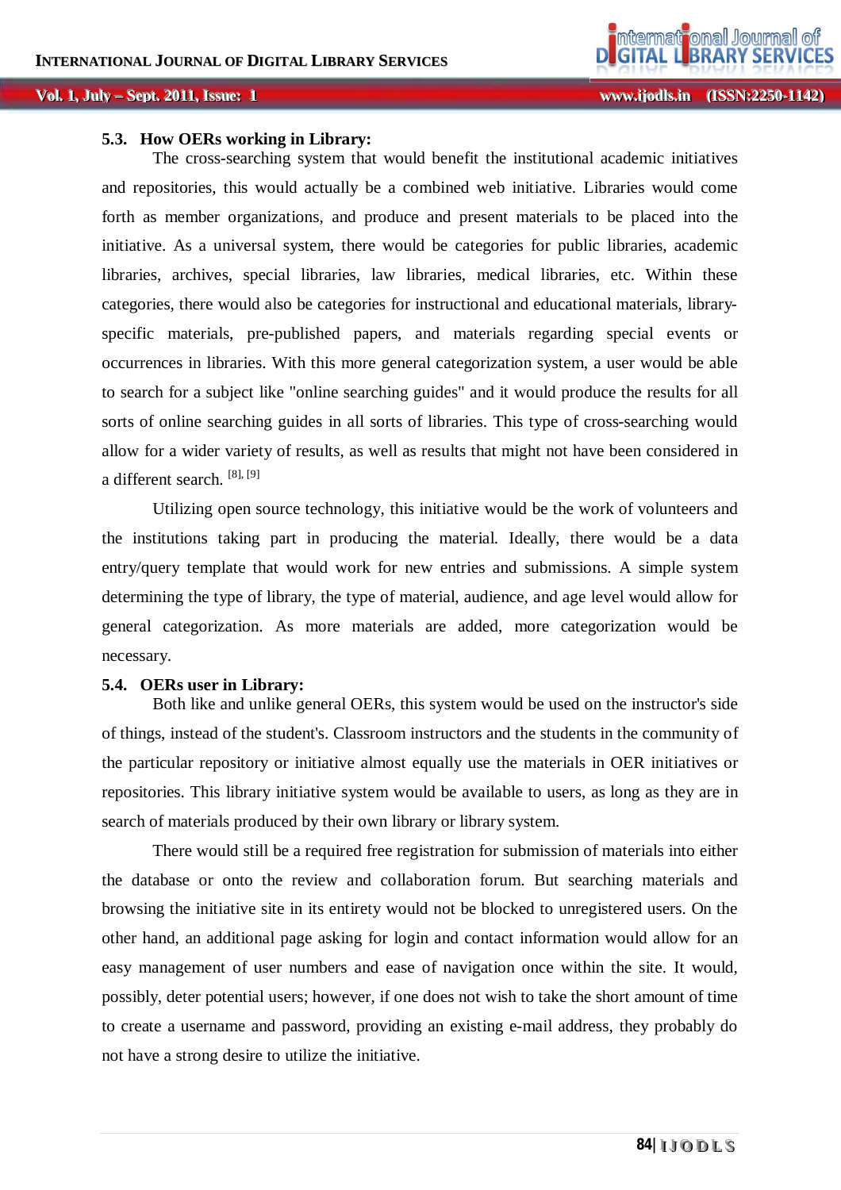### 5.3. How OERs working in Library:

The cross-searching system that would benefit the institutional academic initiatives and repositories, this would actually be a combined web initiative. Libraries would come forth as member organizations, and produce and present materials to be placed into the initiative. As a universal system, there would be categories for public libraries, academic libraries, archives, special libraries, law libraries, medical libraries, etc. Within these categories, there would also be categories for instructional and educational materials, library-specific materials, pre-published papers, and materials regarding special events or occurrences in libraries. With this more general categorization system, a user would be able to search for a subject like "online searching guides" and it would produce the results for all sorts of online searching guides in all sorts of libraries. This type of cross-searching would allow for a wider variety of results, as well as results that might not have been considered in a different search. [8], [9]

Utilizing open source technology, this initiative would be the work of volunteers and the institutions taking part in producing the material. Ideally, there would be a data entry/query template that would work for new entries and submissions. A simple system determining the type of library, the type of material, audience, and age level would allow for general categorization. As more materials are added, more categorization would be necessary.

### 5.4. OERs user in Library:

Both like and unlike general OERs, this system would be used on the instructor's side of things, instead of the student's. Classroom instructors and the students in the community of the particular repository or initiative almost equally use the materials in OER initiatives or repositories. This library initiative system would be available to users, as long as they are in search of materials produced by their own library or library system.

There would still be a required free registration for submission of materials into either the database or onto the review and collaboration forum. But searching materials and browsing the initiative site in its entirety would not be blocked to unregistered users. On the other hand, an additional page asking for login and contact information would allow for an easy management of user numbers and ease of navigation once within the site. It would, possibly, deter potential users; however, if one does not wish to take the short amount of time to create a username and password, providing an existing e-mail address, they probably do not have a strong desire to utilize the initiative.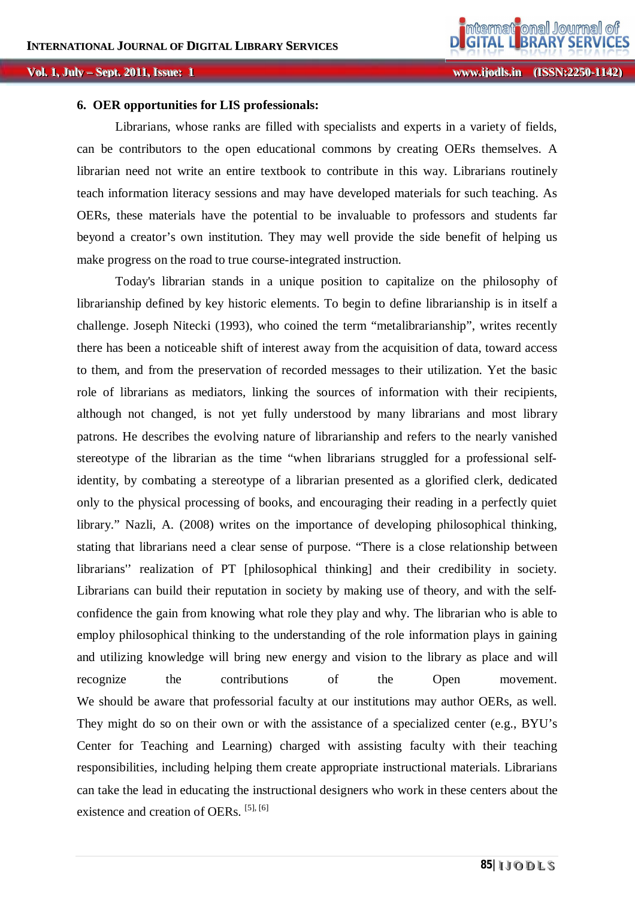### 6. OER opportunities for LIS professionals:

Librarians, whose ranks are filled with specialists and experts in a variety of fields, can be contributors to the open educational commons by creating OERs themselves. A librarian need not write an entire textbook to contribute in this way. Librarians routinely teach information literacy sessions and may have developed materials for such teaching. As OERs, these materials have the potential to be invaluable to professors and students far beyond a creator's own institution. They may well provide the side benefit of helping us make progress on the road to true course-integrated instruction.

Today's librarian stands in a unique position to capitalize on the philosophy of librarianship defined by key historic elements. To begin to define librarianship is in itself a challenge. Joseph Nitecki (1993), who coined the term "metalibrarianship", writes recently there has been a noticeable shift of interest away from the acquisition of data, toward access to them, and from the preservation of recorded messages to their utilization. Yet the basic role of librarians as mediators, linking the sources of information with their recipients, although not changed, is not yet fully understood by many librarians and most library patrons. He describes the evolving nature of librarianship and refers to the nearly vanished stereotype of the librarian as the time "when librarians struggled for a professional self-identity, by combating a stereotype of a librarian presented as a glorified clerk, dedicated only to the physical processing of books, and encouraging their reading in a perfectly quiet library." Nazli, A. (2008) writes on the importance of developing philosophical thinking, stating that librarians need a clear sense of purpose. "There is a close relationship between librarians'' realization of PT [philosophical thinking] and their credibility in society. Librarians can build their reputation in society by making use of theory, and with the self-confidence the gain from knowing what role they play and why. The librarian who is able to employ philosophical thinking to the understanding of the role information plays in gaining and utilizing knowledge will bring new energy and vision to the library as place and will recognize the contributions of the Open movement.
We should be aware that professorial faculty at our institutions may author OERs, as well. They might do so on their own or with the assistance of a specialized center (e.g., BYU's Center for Teaching and Learning) charged with assisting faculty with their teaching responsibilities, including helping them create appropriate instructional materials. Librarians can take the lead in educating the instructional designers who work in these centers about the existence and creation of OERs. [5], [6]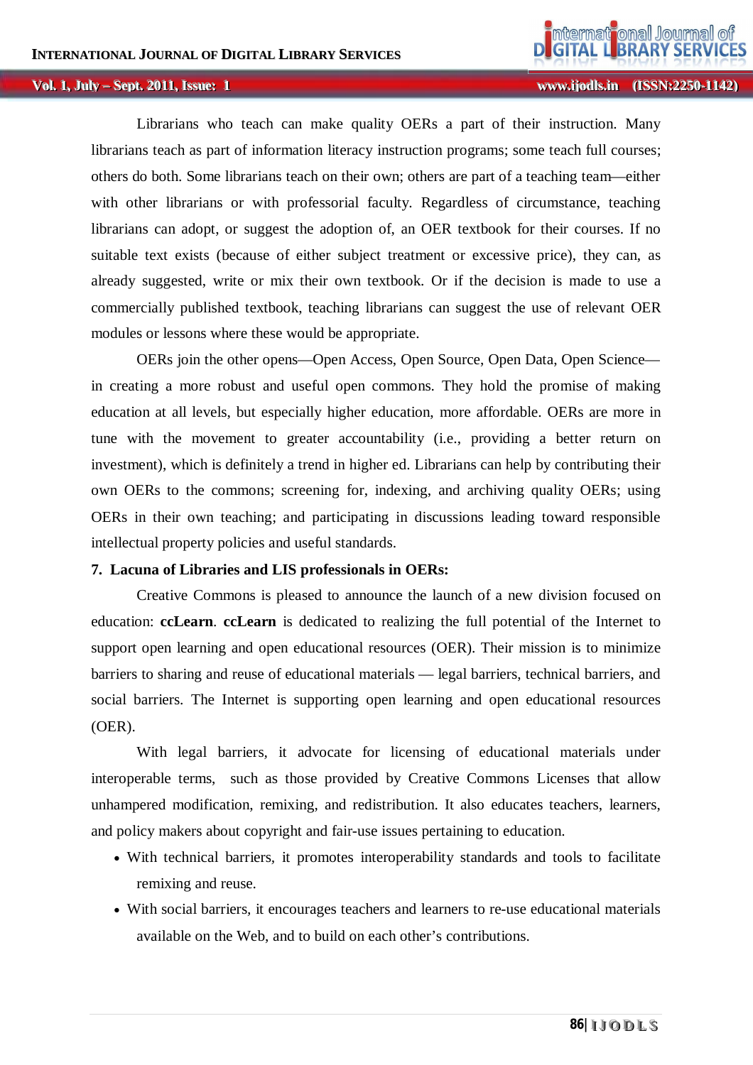Librarians who teach can make quality OERs a part of their instruction. Many librarians teach as part of information literacy instruction programs; some teach full courses; others do both. Some librarians teach on their own; others are part of a teaching team—either with other librarians or with professorial faculty. Regardless of circumstance, teaching librarians can adopt, or suggest the adoption of, an OER textbook for their courses. If no suitable text exists (because of either subject treatment or excessive price), they can, as already suggested, write or mix their own textbook. Or if the decision is made to use a commercially published textbook, teaching librarians can suggest the use of relevant OER modules or lessons where these would be appropriate.

OERs join the other opens—Open Access, Open Source, Open Data, Open Science—in creating a more robust and useful open commons. They hold the promise of making education at all levels, but especially higher education, more affordable. OERs are more in tune with the movement to greater accountability (i.e., providing a better return on investment), which is definitely a trend in higher ed. Librarians can help by contributing their own OERs to the commons; screening for, indexing, and archiving quality OERs; using OERs in their own teaching; and participating in discussions leading toward responsible intellectual property policies and useful standards.

## 7. Lacuna of Libraries and LIS professionals in OERs:

Creative Commons is pleased to announce the launch of a new division focused on education: **ccLearn**. **ccLearn** is dedicated to realizing the full potential of the Internet to support open learning and open educational resources (OER). Their mission is to minimize barriers to sharing and reuse of educational materials — legal barriers, technical barriers, and social barriers. The Internet is supporting open learning and open educational resources (OER).

With legal barriers, it advocate for licensing of educational materials under interoperable terms, such as those provided by Creative Commons Licenses that allow unhampered modification, remixing, and redistribution. It also educates teachers, learners, and policy makers about copyright and fair-use issues pertaining to education.

- With technical barriers, it promotes interoperability standards and tools to facilitate remixing and reuse.
- With social barriers, it encourages teachers and learners to re-use educational materials available on the Web, and to build on each other's contributions.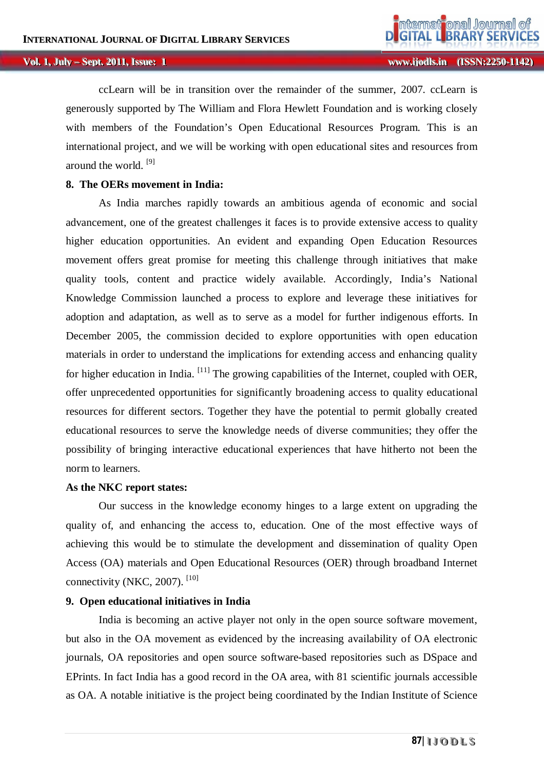ccLearn will be in transition over the remainder of the summer, 2007. ccLearn is generously supported by The William and Flora Hewlett Foundation and is working closely with members of the Foundation's Open Educational Resources Program. This is an international project, and we will be working with open educational sites and resources from around the world. [9]

## 8. The OERs movement in India:

As India marches rapidly towards an ambitious agenda of economic and social advancement, one of the greatest challenges it faces is to provide extensive access to quality higher education opportunities. An evident and expanding Open Education Resources movement offers great promise for meeting this challenge through initiatives that make quality tools, content and practice widely available. Accordingly, India's National Knowledge Commission launched a process to explore and leverage these initiatives for adoption and adaptation, as well as to serve as a model for further indigenous efforts. In December 2005, the commission decided to explore opportunities with open education materials in order to understand the implications for extending access and enhancing quality for higher education in India. [11] The growing capabilities of the Internet, coupled with OER, offer unprecedented opportunities for significantly broadening access to quality educational resources for different sectors. Together they have the potential to permit globally created educational resources to serve the knowledge needs of diverse communities; they offer the possibility of bringing interactive educational experiences that have hitherto not been the norm to learners.

**As the NKC report states:**

Our success in the knowledge economy hinges to a large extent on upgrading the quality of, and enhancing the access to, education. One of the most effective ways of achieving this would be to stimulate the development and dissemination of quality Open Access (OA) materials and Open Educational Resources (OER) through broadband Internet connectivity (NKC, 2007). [10]

## 9. Open educational initiatives in India

India is becoming an active player not only in the open source software movement, but also in the OA movement as evidenced by the increasing availability of OA electronic journals, OA repositories and open source software-based repositories such as DSpace and EPrints. In fact India has a good record in the OA area, with 81 scientific journals accessible as OA. A notable initiative is the project being coordinated by the Indian Institute of Science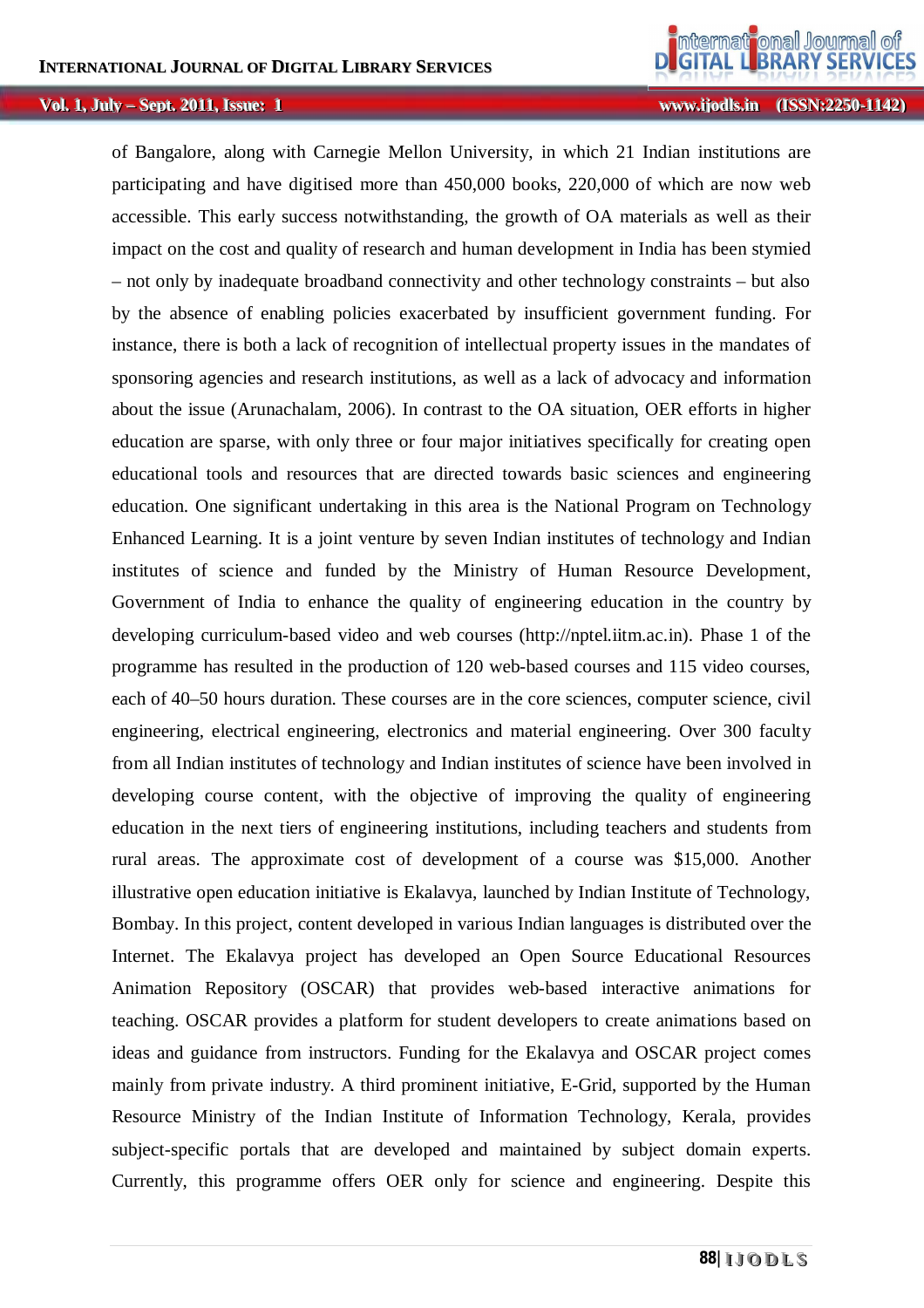of Bangalore, along with Carnegie Mellon University, in which 21 Indian institutions are participating and have digitised more than 450,000 books, 220,000 of which are now web accessible. This early success notwithstanding, the growth of OA materials as well as their impact on the cost and quality of research and human development in India has been stymied – not only by inadequate broadband connectivity and other technology constraints – but also by the absence of enabling policies exacerbated by insufficient government funding. For instance, there is both a lack of recognition of intellectual property issues in the mandates of sponsoring agencies and research institutions, as well as a lack of advocacy and information about the issue (Arunachalam, 2006). In contrast to the OA situation, OER efforts in higher education are sparse, with only three or four major initiatives specifically for creating open educational tools and resources that are directed towards basic sciences and engineering education. One significant undertaking in this area is the National Program on Technology Enhanced Learning. It is a joint venture by seven Indian institutes of technology and Indian institutes of science and funded by the Ministry of Human Resource Development, Government of India to enhance the quality of engineering education in the country by developing curriculum-based video and web courses (http://nptel.iitm.ac.in). Phase 1 of the programme has resulted in the production of 120 web-based courses and 115 video courses, each of 40–50 hours duration. These courses are in the core sciences, computer science, civil engineering, electrical engineering, electronics and material engineering. Over 300 faculty from all Indian institutes of technology and Indian institutes of science have been involved in developing course content, with the objective of improving the quality of engineering education in the next tiers of engineering institutions, including teachers and students from rural areas. The approximate cost of development of a course was $15,000. Another illustrative open education initiative is Ekalavya, launched by Indian Institute of Technology, Bombay. In this project, content developed in various Indian languages is distributed over the Internet. The Ekalavya project has developed an Open Source Educational Resources Animation Repository (OSCAR) that provides web-based interactive animations for teaching. OSCAR provides a platform for student developers to create animations based on ideas and guidance from instructors. Funding for the Ekalavya and OSCAR project comes mainly from private industry. A third prominent initiative, E-Grid, supported by the Human Resource Ministry of the Indian Institute of Information Technology, Kerala, provides subject-specific portals that are developed and maintained by subject domain experts. Currently, this programme offers OER only for science and engineering. Despite this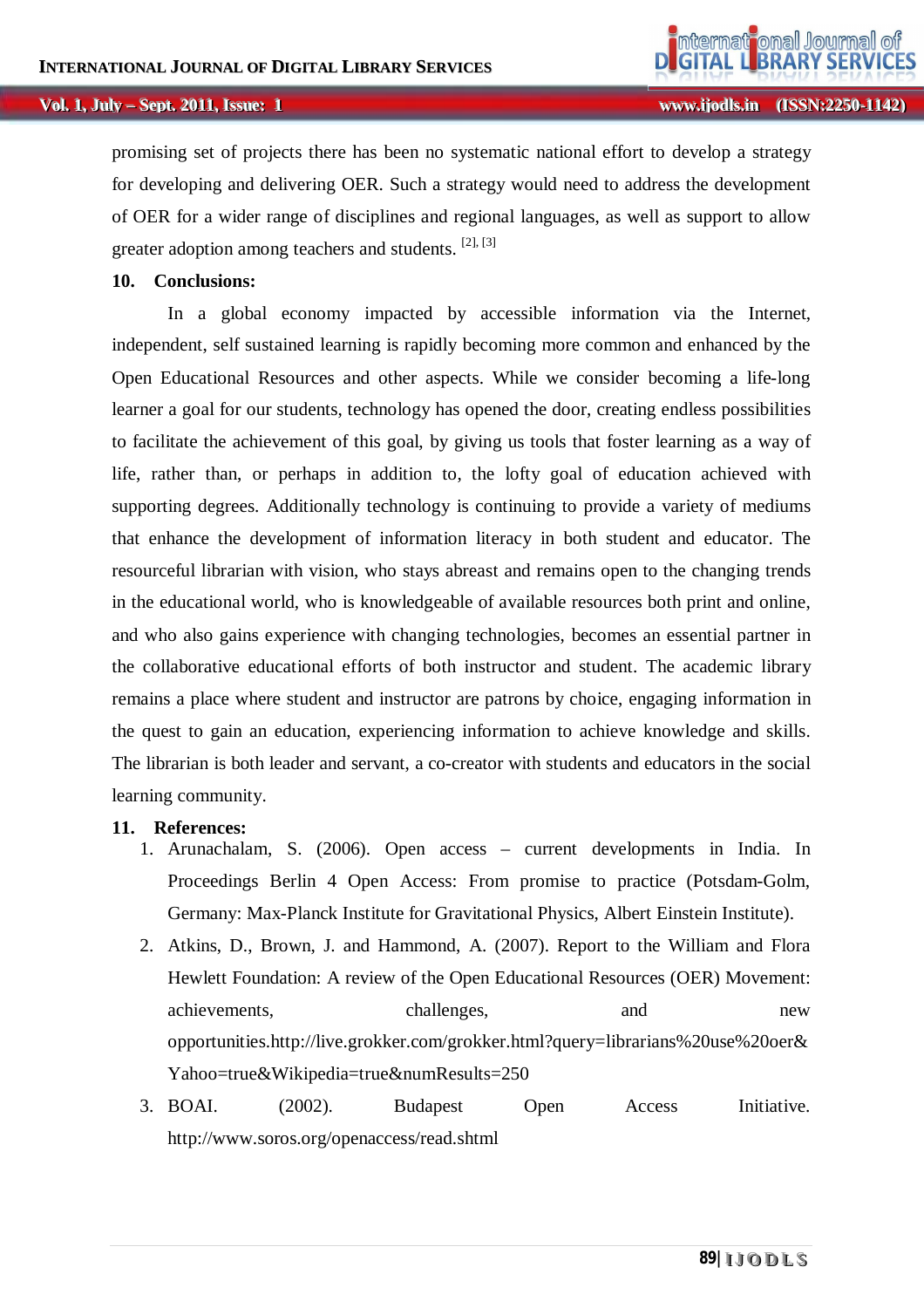promising set of projects there has been no systematic national effort to develop a strategy for developing and delivering OER. Such a strategy would need to address the development of OER for a wider range of disciplines and regional languages, as well as support to allow greater adoption among teachers and students. [2], [3]

## 10. Conclusions:

In a global economy impacted by accessible information via the Internet, independent, self sustained learning is rapidly becoming more common and enhanced by the Open Educational Resources and other aspects. While we consider becoming a life-long learner a goal for our students, technology has opened the door, creating endless possibilities to facilitate the achievement of this goal, by giving us tools that foster learning as a way of life, rather than, or perhaps in addition to, the lofty goal of education achieved with supporting degrees. Additionally technology is continuing to provide a variety of mediums that enhance the development of information literacy in both student and educator. The resourceful librarian with vision, who stays abreast and remains open to the changing trends in the educational world, who is knowledgeable of available resources both print and online, and who also gains experience with changing technologies, becomes an essential partner in the collaborative educational efforts of both instructor and student. The academic library remains a place where student and instructor are patrons by choice, engaging information in the quest to gain an education, experiencing information to achieve knowledge and skills. The librarian is both leader and servant, a co-creator with students and educators in the social learning community.

## 11. References:

1. Arunachalam, S. (2006). Open access – current developments in India. In Proceedings Berlin 4 Open Access: From promise to practice (Potsdam-Golm, Germany: Max-Planck Institute for Gravitational Physics, Albert Einstein Institute).
2. Atkins, D., Brown, J. and Hammond, A. (2007). Report to the William and Flora Hewlett Foundation: A review of the Open Educational Resources (OER) Movement: achievements, challenges, and new opportunities.http://live.grokker.com/grokker.html?query=librarians%20use%20oer&Yahoo=true&Wikipedia=true&numResults=250
3. BOAI. (2002). Budapest Open Access Initiative. http://www.soros.org/openaccess/read.shtml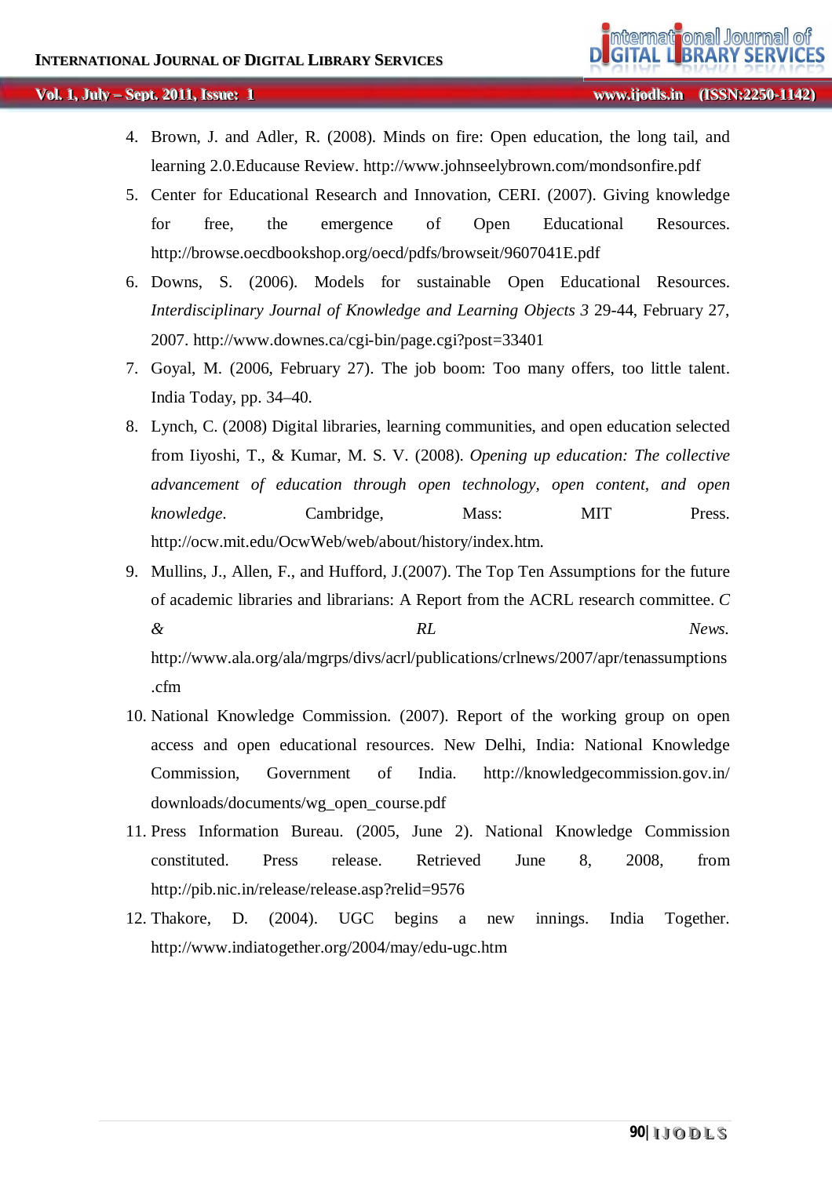4. Brown, J. and Adler, R. (2008). Minds on fire: Open education, the long tail, and learning 2.0.Educause Review. http://www.johnseelybrown.com/mondsonfire.pdf
5. Center for Educational Research and Innovation, CERI. (2007). Giving knowledge for free, the emergence of Open Educational Resources. http://browse.oecdbookshop.org/oecd/pdfs/browseit/9607041E.pdf
6. Downs, S. (2006). Models for sustainable Open Educational Resources. *Interdisciplinary Journal of Knowledge and Learning Objects 3* 29-44, February 27, 2007. http://www.downes.ca/cgi-bin/page.cgi?post=33401
7. Goyal, M. (2006, February 27). The job boom: Too many offers, too little talent. India Today, pp. 34–40.
8. Lynch, C. (2008) Digital libraries, learning communities, and open education selected from Iiyoshi, T., & Kumar, M. S. V. (2008). *Opening up education: The collective advancement of education through open technology, open content, and open knowledge.* Cambridge, Mass: MIT Press. http://ocw.mit.edu/OcwWeb/web/about/history/index.htm.
9. Mullins, J., Allen, F., and Hufford, J.(2007). The Top Ten Assumptions for the future of academic libraries and librarians: A Report from the ACRL research committee. *C & RL News.* http://www.ala.org/ala/mgrps/divs/acrl/publications/crlnews/2007/apr/tenassumptions.cfm
10. National Knowledge Commission. (2007). Report of the working group on open access and open educational resources. New Delhi, India: National Knowledge Commission, Government of India. http://knowledgecommission.gov.in/downloads/documents/wg_open_course.pdf
11. Press Information Bureau. (2005, June 2). National Knowledge Commission constituted. Press release. Retrieved June 8, 2008, from http://pib.nic.in/release/release.asp?relid=9576
12. Thakore, D. (2004). UGC begins a new innings. India Together. http://www.indiatogether.org/2004/may/edu-ugc.htm